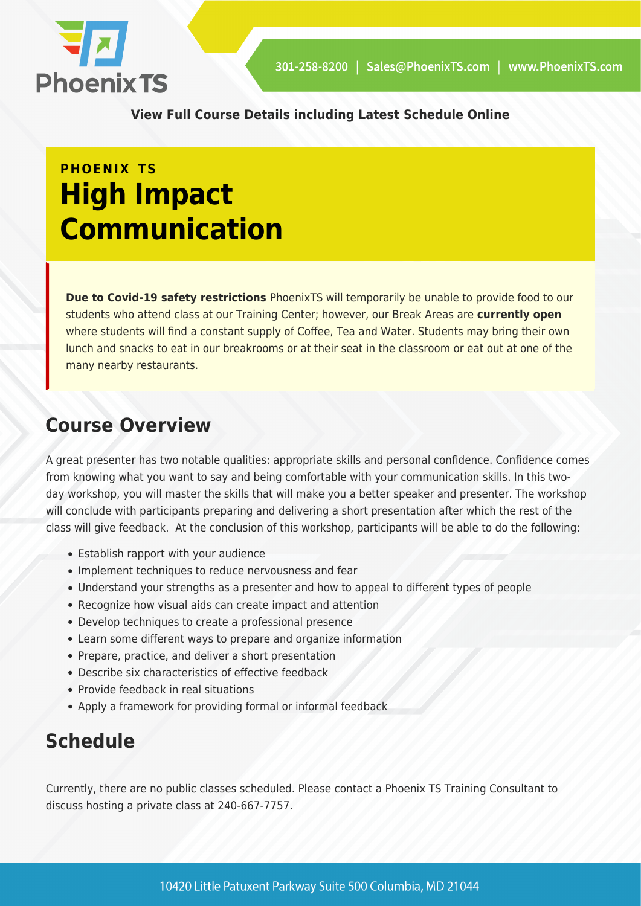**View Full Course Details including Latest Schedule Online**

**PHOENIX TS**

# High Impact Communication

**Due to Covid-19 safety restrictions** PhoenixTS will temporarily be unable to provide food to our students who attend class at our Training Center; however, our Break Areas are **currently open** where students will find a constant supply of Coffee, Tea and Water. Students may bring their own lunch and snacks to eat in our breakrooms or at their seat in the classroom or eat out at one of the many nearby restaurants.

## Course Overview

A great presenter has two notable qualities: appropriate skills and personal confidence. Confidence comes from knowing what you want to say and being comfortable with your communication skills. In this two-day workshop, you will master the skills that will make you a better speaker and presenter. The workshop will conclude with participants preparing and delivering a short presentation after which the rest of the class will give feedback. At the conclusion of this workshop, participants will be able to do the following:

- Establish rapport with your audience
- Implement techniques to reduce nervousness and fear
- Understand your strengths as a presenter and how to appeal to different types of people
- Recognize how visual aids can create impact and attention
- Develop techniques to create a professional presence
- Learn some different ways to prepare and organize information
- Prepare, practice, and deliver a short presentation
- Describe six characteristics of effective feedback
- Provide feedback in real situations
- Apply a framework for providing formal or informal feedback

## Schedule

Currently, there are no public classes scheduled. Please contact a Phoenix TS Training Consultant to discuss hosting a private class at 240-667-7757.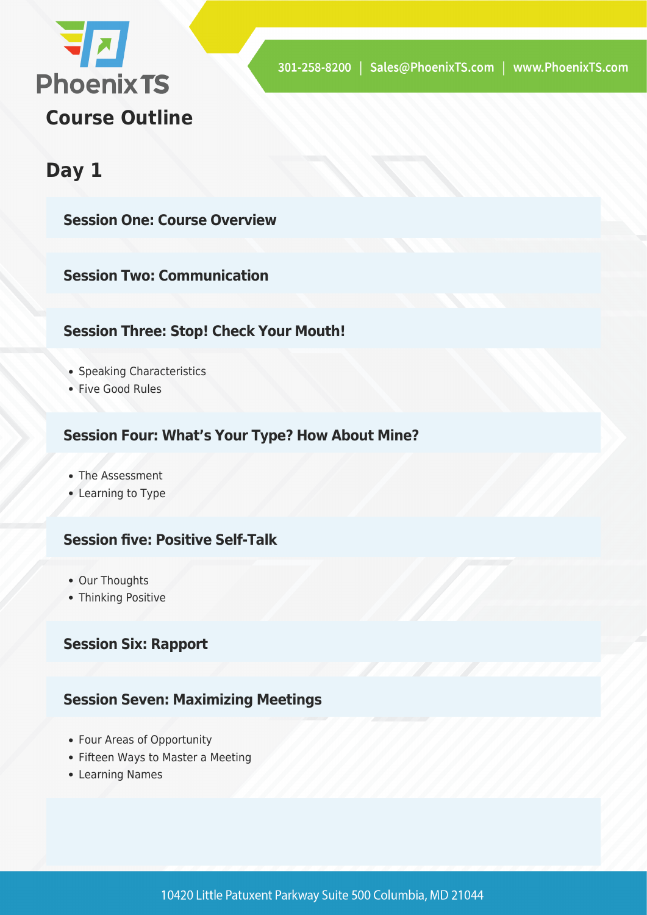## Course Outline

### Day 1

#### Session One: Course Overview

#### Session Two: Communication

#### Session Three: Stop! Check Your Mouth!

- Speaking Characteristics
- Five Good Rules

#### Session Four: What's Your Type? How About Mine?

- The Assessment
- Learning to Type

#### Session five: Positive Self-Talk

- Our Thoughts
- Thinking Positive

#### Session Six: Rapport

#### Session Seven: Maximizing Meetings

- Four Areas of Opportunity
- Fifteen Ways to Master a Meeting
- Learning Names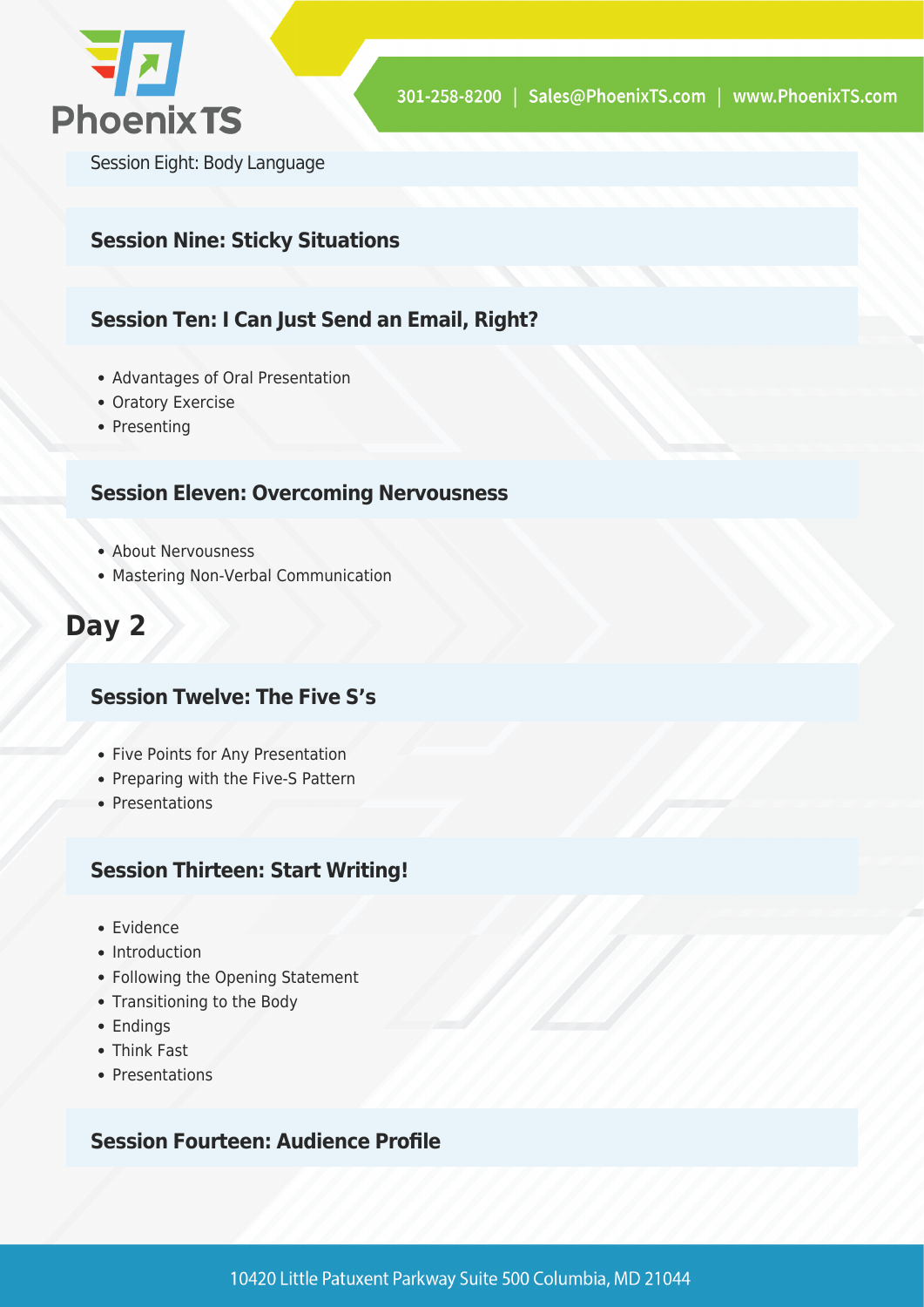Session Eight: Body Language

### Session Nine: Sticky Situations

### Session Ten: I Can Just Send an Email, Right?

- Advantages of Oral Presentation
- Oratory Exercise
- Presenting

### Session Eleven: Overcoming Nervousness

- About Nervousness
- Mastering Non-Verbal Communication

## Day 2

### Session Twelve: The Five S's

- Five Points for Any Presentation
- Preparing with the Five-S Pattern
- Presentations

### Session Thirteen: Start Writing!

- Evidence
- Introduction
- Following the Opening Statement
- Transitioning to the Body
- Endings
- Think Fast
- Presentations

### Session Fourteen: Audience Profile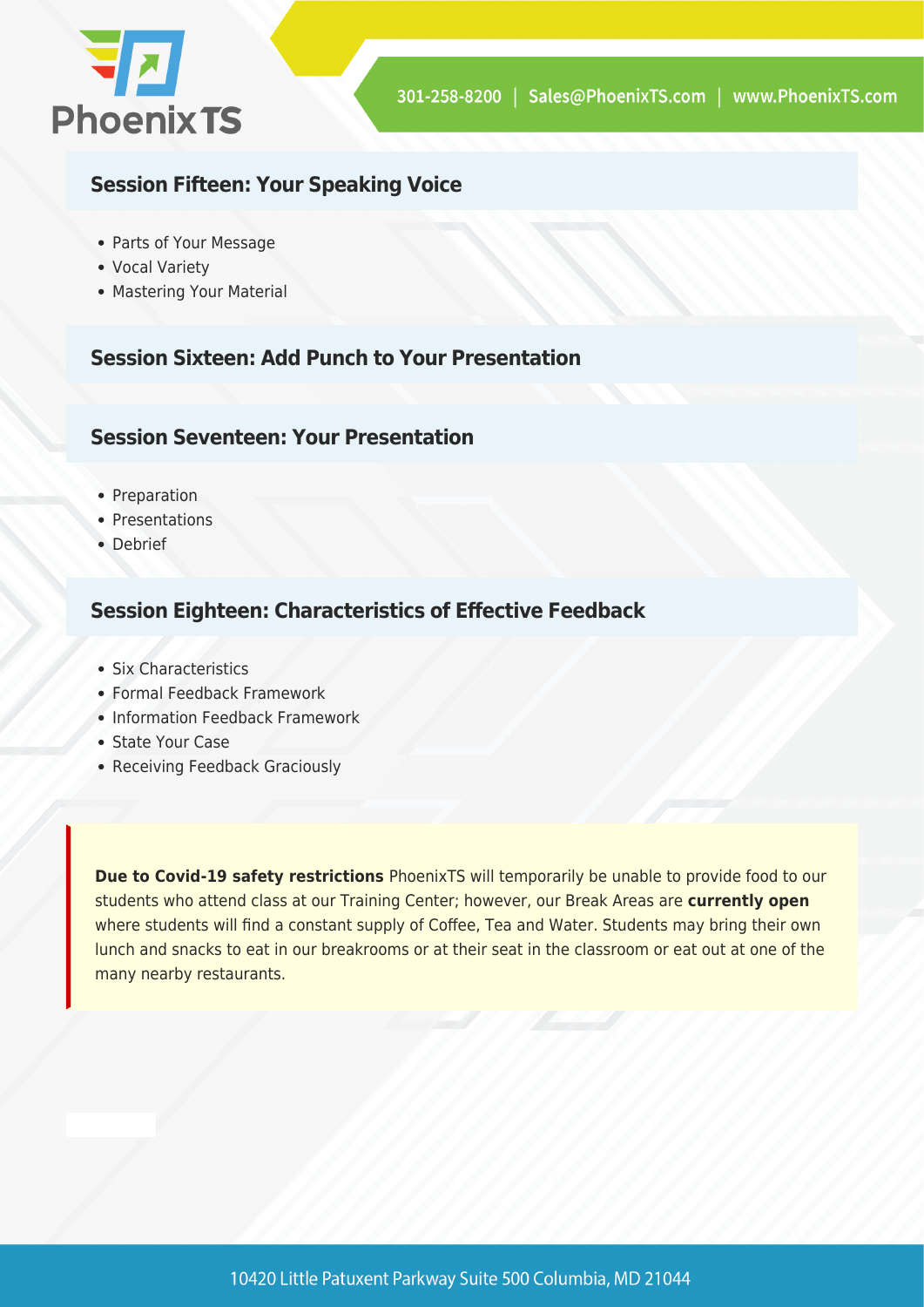### Session Fifteen: Your Speaking Voice

- Parts of Your Message
- Vocal Variety
- Mastering Your Material

### Session Sixteen: Add Punch to Your Presentation

### Session Seventeen: Your Presentation

- Preparation
- Presentations
- Debrief

### Session Eighteen: Characteristics of Effective Feedback

- Six Characteristics
- Formal Feedback Framework
- Information Feedback Framework
- State Your Case
- Receiving Feedback Graciously

**Due to Covid-19 safety restrictions** PhoenixTS will temporarily be unable to provide food to our students who attend class at our Training Center; however, our Break Areas are **currently open** where students will find a constant supply of Coffee, Tea and Water. Students may bring their own lunch and snacks to eat in our breakrooms or at their seat in the classroom or eat out at one of the many nearby restaurants.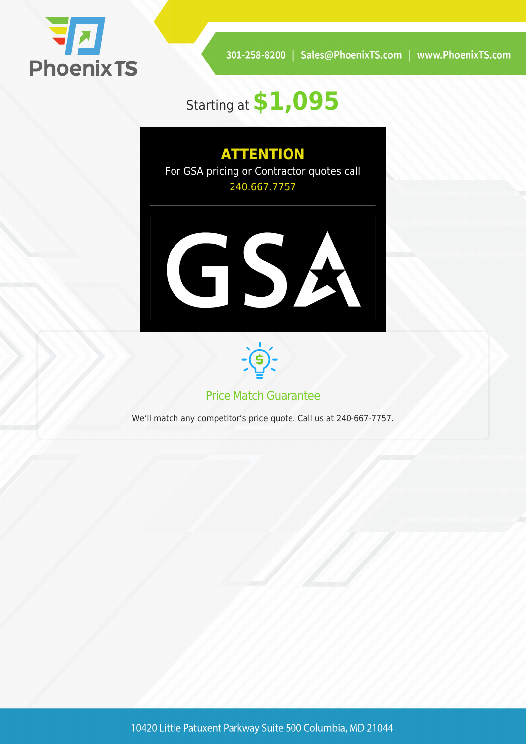Starting at **$1,095**

**ATTENTION**

For GSA pricing or Contractor quotes call 240.667.7757

GSA

Price Match Guarantee

We'll match any competitor's price quote. Call us at 240-667-7757.